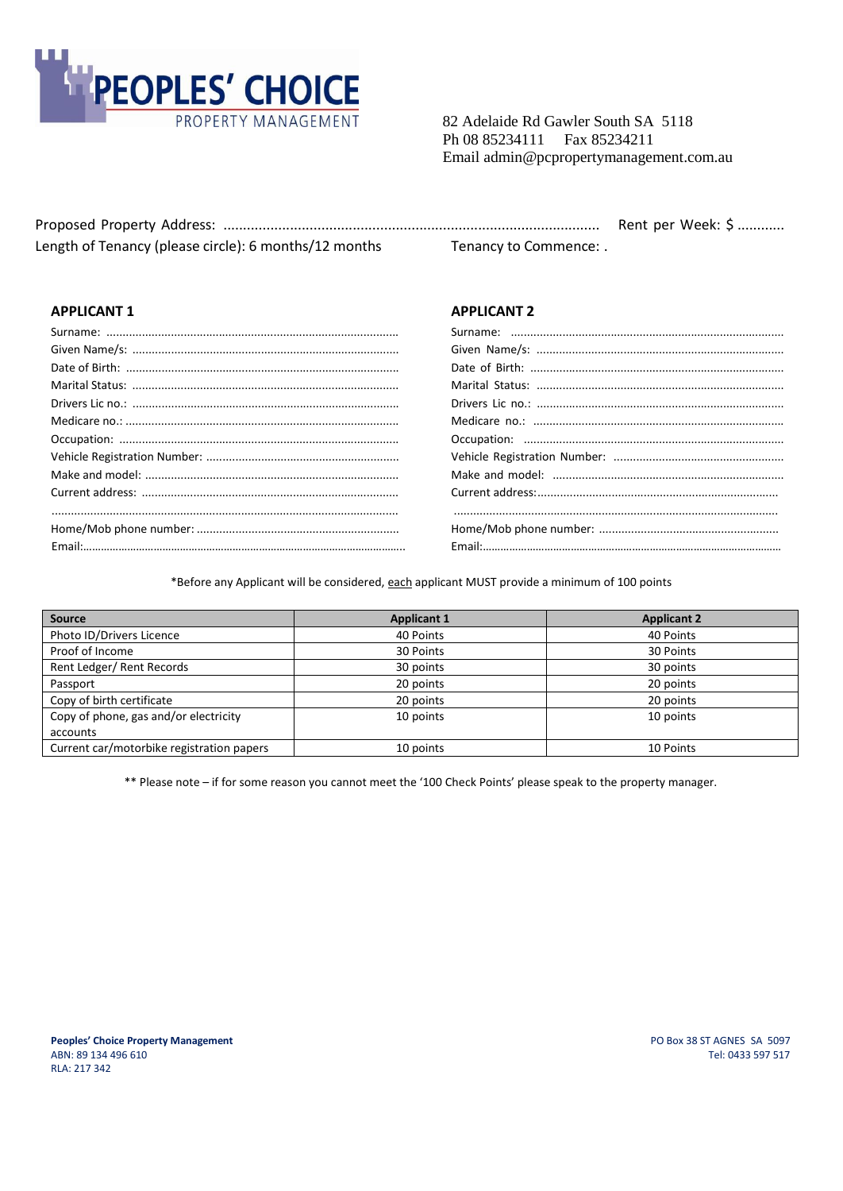# PEOPLES' CHOICE

PROPERTY MANAGEMENT

82 Adelaide Rd Gawler South SA 5118
Ph 08 85234111 Fax 85234211
Email admin@pcpropertymanagement.com.au

Proposed Property Address: ................................................................................................ Rent per Week: $ ...........
Length of Tenancy (please circle): 6 months/12 months Tenancy to Commence: .

### APPLICANT 1

Surname: ..........................................................................................
Given Name/s: ..................................................................................
Date of Birth: ....................................................................................
Marital Status: ..................................................................................
Drivers Lic no.: ..................................................................................
Medicare no.: ....................................................................................
Occupation: ......................................................................................
Vehicle Registration Number: ...........................................................
Make and model: ..............................................................................
Current address: ...............................................................................
..........................................................................................................
Home/Mob phone number: ..............................................................
Email:.................................................................................................

### APPLICANT 2

Surname: ..........................................................................................
Given Name/s: ..................................................................................
Date of Birth: ....................................................................................
Marital Status: ..................................................................................
Drivers Lic no.: ..................................................................................
Medicare no.: ....................................................................................
Occupation: ......................................................................................
Vehicle Registration Number: ...........................................................
Make and model: ..............................................................................
Current address:...............................................................................
..........................................................................................................
Home/Mob phone number: ...............................................................
Email:.................................................................................................

*Before any Applicant will be considered, each applicant MUST provide a minimum of 100 points

| Source | Applicant 1 | Applicant 2 |
|---|---|---|
| Photo ID/Drivers Licence | 40 Points | 40 Points |
| Proof of Income | 30 Points | 30 Points |
| Rent Ledger/ Rent Records | 30 points | 30 points |
| Passport | 20 points | 20 points |
| Copy of birth certificate | 20 points | 20 points |
| Copy of phone, gas and/or electricity accounts | 10 points | 10 points |
| Current car/motorbike registration papers | 10 points | 10 Points |

** Please note – if for some reason you cannot meet the '100 Check Points' please speak to the property manager.

**Peoples' Choice Property Management**
ABN: 89 134 496 610
RLA: 217 342

PO Box 38 ST AGNES SA 5097
Tel: 0433 597 517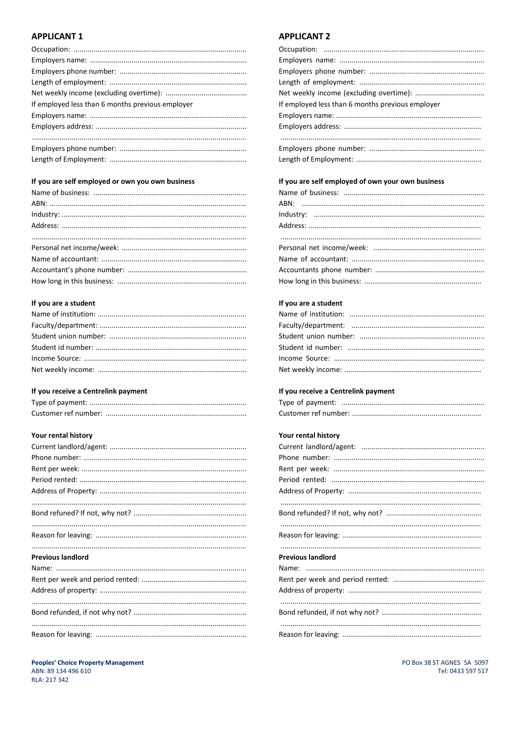## APPLICANT 1

Occupation: ..........................................................................................
Employers name: ....................................................................................
Employers phone number: ......................................................................
Length of employment: ..........................................................................
Net weekly income (excluding overtime): ..............................................
If employed less than 6 months previous employer
Employers name: ....................................................................................
Employers address: .................................................................................
..............................................................................................................
Employers phone number: ......................................................................
Length of Employment: ..........................................................................

### If you are self employed or own you own business

Name of business: ..................................................................................
ABN: .......................................................................................................
Industry: .................................................................................................
Address: ..................................................................................................
..............................................................................................................
Personal net income/week: .....................................................................
Name of accountant: ..............................................................................
Accountant's phone number: .................................................................
How long in this business: ......................................................................

### If you are a student

Name of institution: ................................................................................
Faculty/department: ...............................................................................
Student union number: ..........................................................................
Student id number: .................................................................................
Income Source: .......................................................................................
Net weekly income: ................................................................................

### If you receive a Centrelink payment

Type of payment: ....................................................................................
Customer ref number: ............................................................................

### Your rental history

Current landlord/agent: ..........................................................................
Phone number: .......................................................................................
Rent per week: ........................................................................................
Period rented: .........................................................................................
Address of Property: ...............................................................................
..............................................................................................................
Bond refuned? If not, why not? ..............................................................
..............................................................................................................
Reason for leaving: .................................................................................
..............................................................................................................

### Previous landlord

Name: ......................................................................................................
Rent per week and period rented: ..........................................................
Address of property: ...............................................................................
..............................................................................................................
Bond refunded, if not why not? ..............................................................
..............................................................................................................
Reason for leaving: .................................................................................

## APPLICANT 2

Occupation: ..........................................................................................
Employers name: ....................................................................................
Employers phone number: ......................................................................
Length of employment: ..........................................................................
Net weekly income (excluding overtime): ..............................................
If employed less than 6 months previous employer
Employers name: ....................................................................................
Employers address: .................................................................................
..............................................................................................................
Employers phone number: ......................................................................
Length of Employment: ..........................................................................

### If you are self employed of own your own business

Name of business: ..................................................................................
ABN: .......................................................................................................
Industry: .................................................................................................
Address: ..................................................................................................
..............................................................................................................
Personal net income/week: .....................................................................
Name of accountant: ..............................................................................
Accountants phone number: ...................................................................
How long in this business: ......................................................................

### If you are a student

Name of institution: ................................................................................
Faculty/department: ...............................................................................
Student union number: ..........................................................................
Student id number: .................................................................................
Income Source: .......................................................................................
Net weekly income: ................................................................................

### If you receive a Centrelink payment

Type of payment: ....................................................................................
Customer ref number: ............................................................................

### Your rental history

Current landlord/agent: ..........................................................................
Phone number: .......................................................................................
Rent per week: ........................................................................................
Period rented: .........................................................................................
Address of Property: ...............................................................................
..............................................................................................................
Bond refunded? If not, why not? ............................................................
..............................................................................................................
Reason for leaving: .................................................................................
..............................................................................................................

### Previous landlord

Name: ......................................................................................................
Rent per week and period rented: ..........................................................
Address of property: ...............................................................................
..............................................................................................................
Bond refunded, if not why not? ..............................................................
..............................................................................................................
Reason for leaving: .................................................................................

**Peoples' Choice Property Management**
ABN: 89 134 496 610
RLA: 217 342

PO Box 38 ST AGNES SA 5097
Tel: 0433 597 517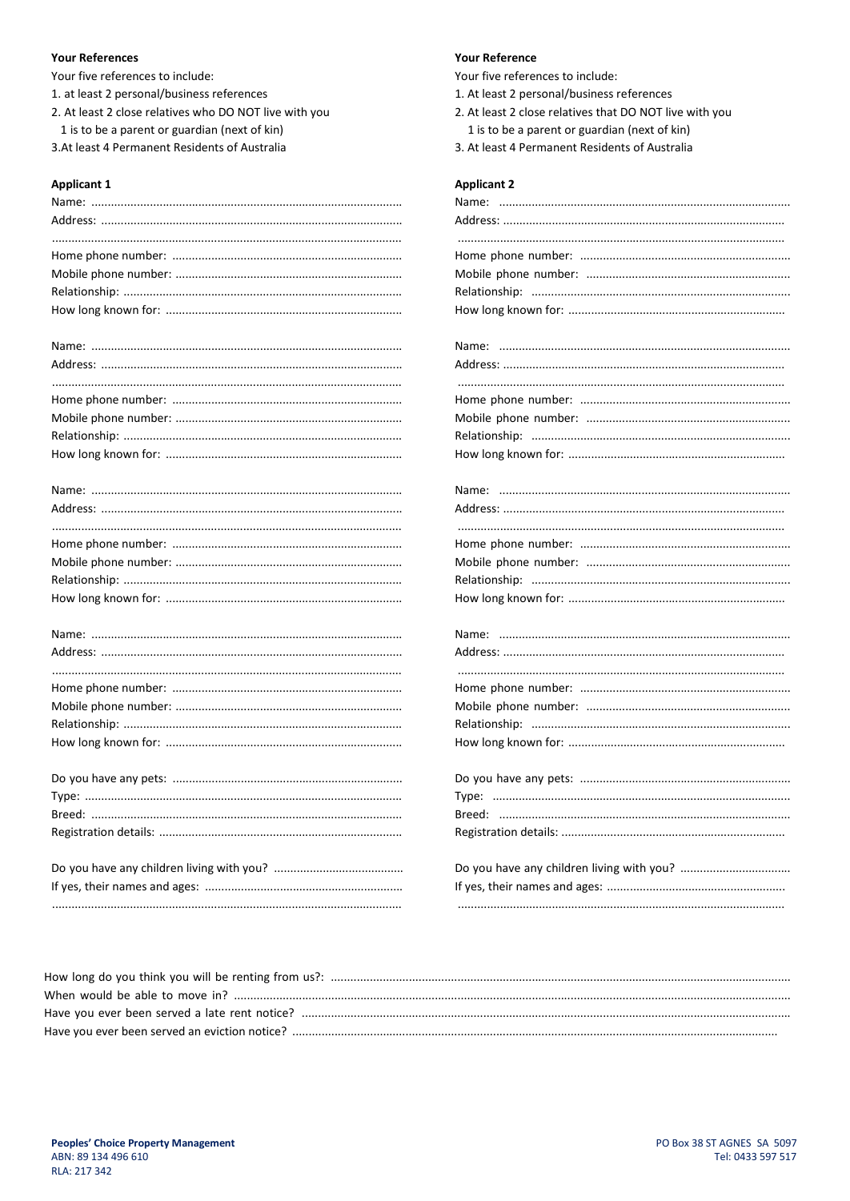### Your References

Your five references to include:

1. at least 2 personal/business references
2. At least 2 close relatives who DO NOT live with you
   1 is to be a parent or guardian (next of kin)
3. At least 4 Permanent Residents of Australia

### Applicant 1

Name: ..............................................................................................

Address: ...........................................................................................

..........................................................................................................

Home phone number: ......................................................................

Mobile phone number: .....................................................................

Relationship: .....................................................................................

How long known for: ........................................................................

Name: ..............................................................................................

Address: ...........................................................................................

..........................................................................................................

Home phone number: ......................................................................

Mobile phone number: .....................................................................

Relationship: .....................................................................................

How long known for: ........................................................................

Name: ..............................................................................................

Address: ...........................................................................................

..........................................................................................................

Home phone number: ......................................................................

Mobile phone number: .....................................................................

Relationship: .....................................................................................

How long known for: ........................................................................

Name: ..............................................................................................

Address: ...........................................................................................

..........................................................................................................

Home phone number: ......................................................................

Mobile phone number: .....................................................................

Relationship: .....................................................................................

How long known for: ........................................................................

Do you have any pets: ......................................................................

Type: ................................................................................................

Breed: ..............................................................................................

Registration details: ..........................................................................

Do you have any children living with you? ........................................

If yes, their names and ages: ............................................................

..........................................................................................................

### Your Reference

Your five references to include:

1. At least 2 personal/business references
2. At least 2 close relatives that DO NOT live with you
   1 is to be a parent or guardian (next of kin)
3. At least 4 Permanent Residents of Australia

### Applicant 2

Name: ..............................................................................................

Address: ...........................................................................................

..........................................................................................................

Home phone number: ......................................................................

Mobile phone number: .....................................................................

Relationship: .....................................................................................

How long known for: ........................................................................

Name: ..............................................................................................

Address: ...........................................................................................

..........................................................................................................

Home phone number: ......................................................................

Mobile phone number: .....................................................................

Relationship: .....................................................................................

How long known for: ........................................................................

Name: ..............................................................................................

Address: ...........................................................................................

..........................................................................................................

Home phone number: ......................................................................

Mobile phone number: .....................................................................

Relationship: .....................................................................................

How long known for: ........................................................................

Name: ..............................................................................................

Address: ...........................................................................................

..........................................................................................................

Home phone number: ......................................................................

Mobile phone number: .....................................................................

Relationship: .....................................................................................

How long known for: ........................................................................

Do you have any pets: ......................................................................

Type: ................................................................................................

Breed: ..............................................................................................

Registration details: ..........................................................................

Do you have any children living with you? ........................................

If yes, their names and ages: ............................................................

..........................................................................................................

How long do you think you will be renting from us?: ..........................................................................................................

When would be able to move in? ..........................................................................................................

Have you ever been served a late rent notice? ..........................................................................................................

Have you ever been served an eviction notice? ..........................................................................................................

**Peoples' Choice Property Management**
ABN: 89 134 496 610
RLA: 217 342

PO Box 38 ST AGNES SA 5097
Tel: 0433 597 517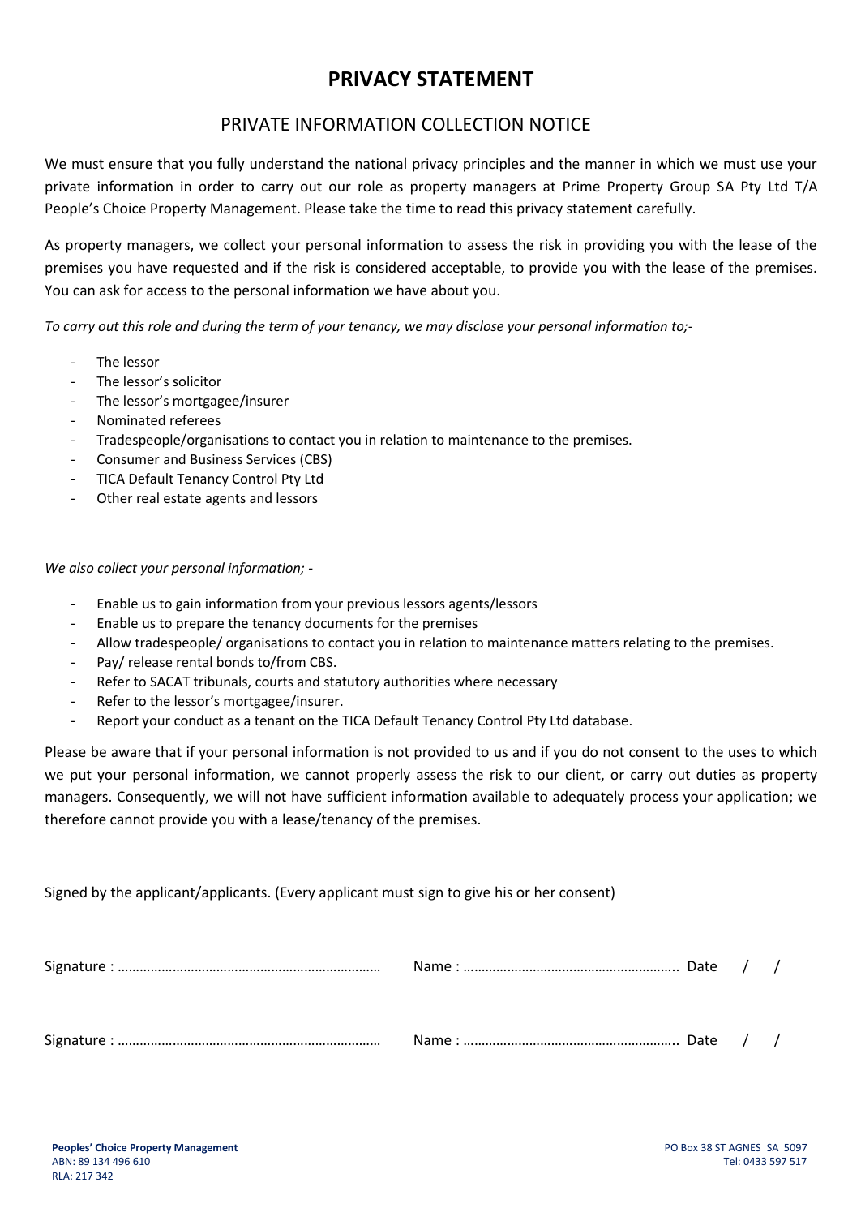# PRIVACY STATEMENT

## PRIVATE INFORMATION COLLECTION NOTICE

We must ensure that you fully understand the national privacy principles and the manner in which we must use your private information in order to carry out our role as property managers at Prime Property Group SA Pty Ltd T/A People's Choice Property Management. Please take the time to read this privacy statement carefully.

As property managers, we collect your personal information to assess the risk in providing you with the lease of the premises you have requested and if the risk is considered acceptable, to provide you with the lease of the premises. You can ask for access to the personal information we have about you.

*To carry out this role and during the term of your tenancy, we may disclose your personal information to;-*

- The lessor
- The lessor's solicitor
- The lessor's mortgagee/insurer
- Nominated referees
- Tradespeople/organisations to contact you in relation to maintenance to the premises.
- Consumer and Business Services (CBS)
- TICA Default Tenancy Control Pty Ltd
- Other real estate agents and lessors

*We also collect your personal information; -*

- Enable us to gain information from your previous lessors agents/lessors
- Enable us to prepare the tenancy documents for the premises
- Allow tradespeople/ organisations to contact you in relation to maintenance matters relating to the premises.
- Pay/ release rental bonds to/from CBS.
- Refer to SACAT tribunals, courts and statutory authorities where necessary
- Refer to the lessor's mortgagee/insurer.
- Report your conduct as a tenant on the TICA Default Tenancy Control Pty Ltd database.

Please be aware that if your personal information is not provided to us and if you do not consent to the uses to which we put your personal information, we cannot properly assess the risk to our client, or carry out duties as property managers. Consequently, we will not have sufficient information available to adequately process your application; we therefore cannot provide you with a lease/tenancy of the premises.

Signed by the applicant/applicants. (Every applicant must sign to give his or her consent)

Signature : ……………………………………………………………… Name : ………………………………………………….. Date / /

Signature : ……………………………………………………………… Name : ………………………………………………….. Date / /

**Peoples' Choice Property Management**
ABN: 89 134 496 610
RLA: 217 342

PO Box 38 ST AGNES SA 5097
Tel: 0433 597 517